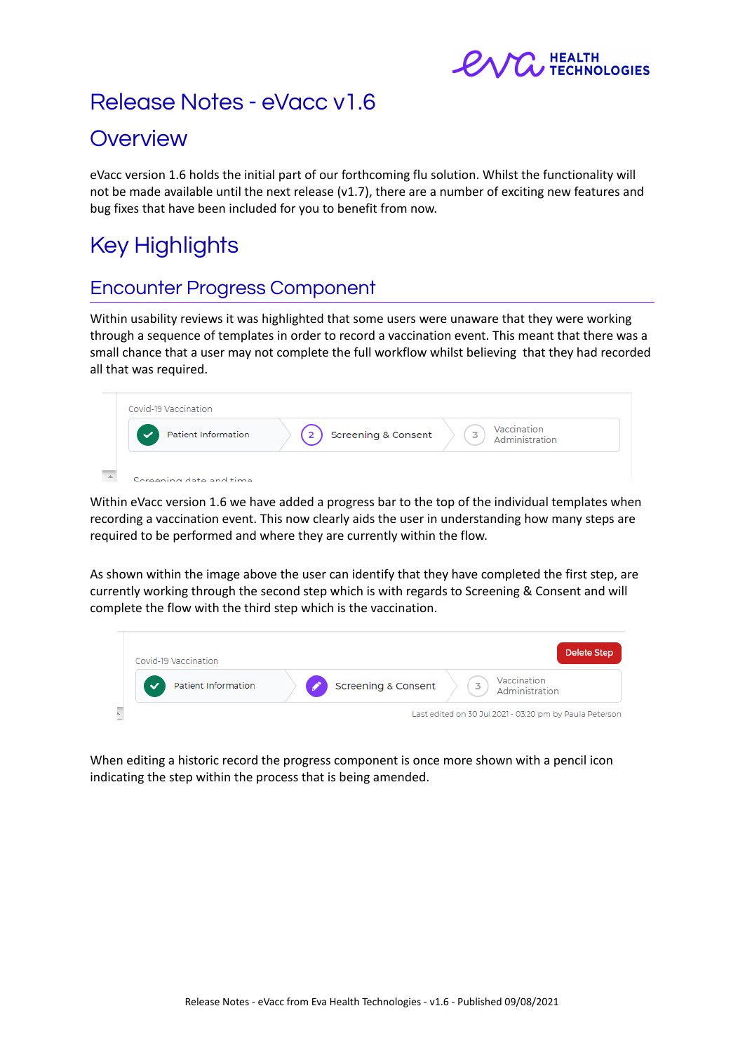# Release Notes - eVacc v1.6

## Overview

eVacc version 1.6 holds the initial part of our forthcoming flu solution. Whilst the functionality will not be made available until the next release (v1.7), there are a number of exciting new features and bug fixes that have been included for you to benefit from now.

## Key Highlights

### Encounter Progress Component

Within usability reviews it was highlighted that some users were unaware that they were working through a sequence of templates in order to record a vaccination event. This meant that there was a small chance that a user may not complete the full workflow whilst believing that they had recorded all that was required.

Within eVacc version 1.6 we have added a progress bar to the top of the individual templates when recording a vaccination event. This now clearly aids the user in understanding how many steps are required to be performed and where they are currently within the flow.

As shown within the image above the user can identify that they have completed the first step, are currently working through the second step which is with regards to Screening & Consent and will complete the flow with the third step which is the vaccination.

When editing a historic record the progress component is once more shown with a pencil icon indicating the step within the process that is being amended.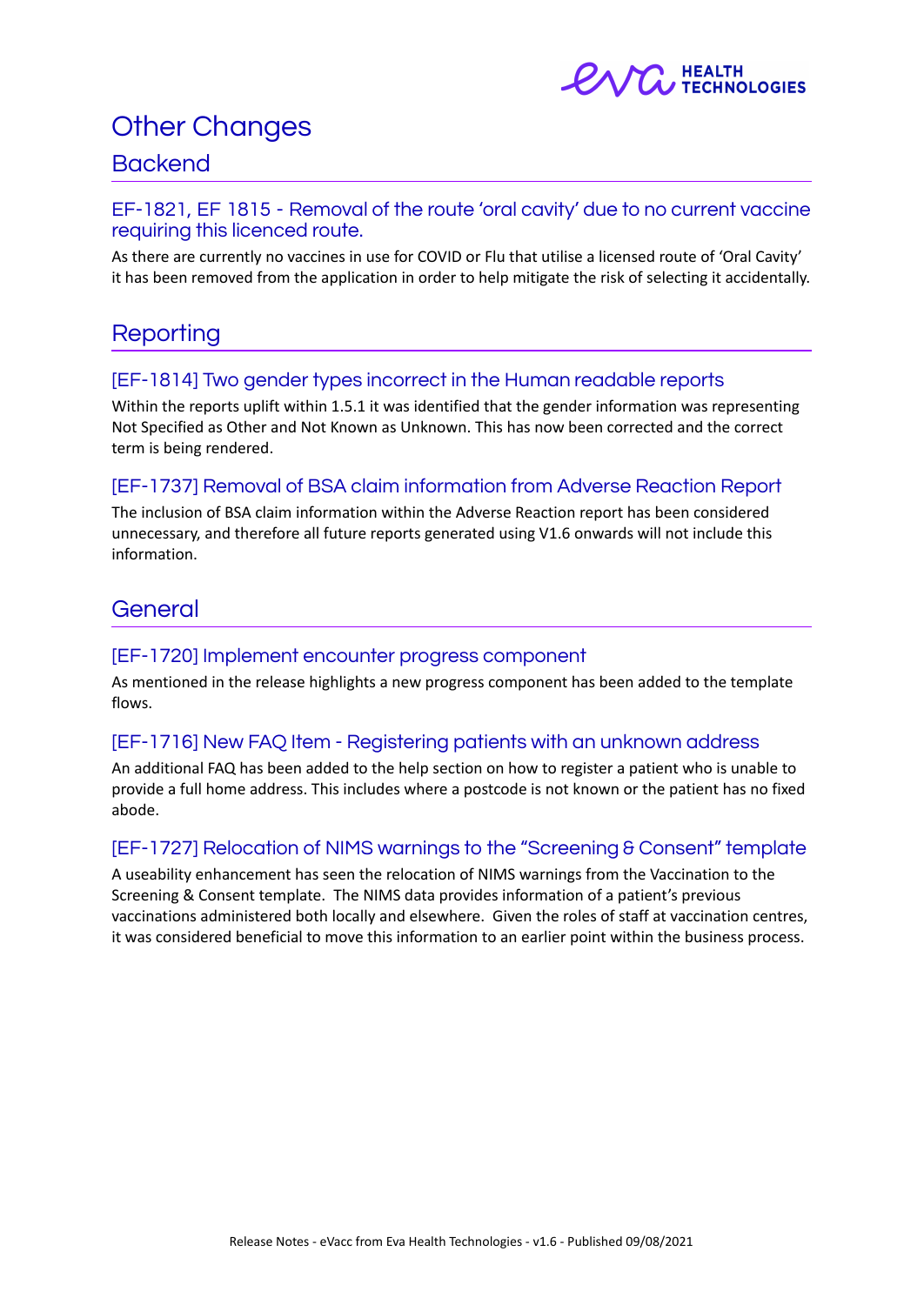# Other Changes

## Backend

### EF-1821, EF 1815 - Removal of the route 'oral cavity' due to no current vaccine requiring this licenced route.

As there are currently no vaccines in use for COVID or Flu that utilise a licensed route of 'Oral Cavity' it has been removed from the application in order to help mitigate the risk of selecting it accidentally.

## Reporting

### [EF-1814] Two gender types incorrect in the Human readable reports

Within the reports uplift within 1.5.1 it was identified that the gender information was representing Not Specified as Other and Not Known as Unknown. This has now been corrected and the correct term is being rendered.

### [EF-1737] Removal of BSA claim information from Adverse Reaction Report

The inclusion of BSA claim information within the Adverse Reaction report has been considered unnecessary, and therefore all future reports generated using V1.6 onwards will not include this information.

## General

### [EF-1720] Implement encounter progress component

As mentioned in the release highlights a new progress component has been added to the template flows.

### [EF-1716] New FAQ Item - Registering patients with an unknown address

An additional FAQ has been added to the help section on how to register a patient who is unable to provide a full home address. This includes where a postcode is not known or the patient has no fixed abode.

### [EF-1727] Relocation of NIMS warnings to the "Screening & Consent" template

A useability enhancement has seen the relocation of NIMS warnings from the Vaccination to the Screening & Consent template. The NIMS data provides information of a patient's previous vaccinations administered both locally and elsewhere. Given the roles of staff at vaccination centres, it was considered beneficial to move this information to an earlier point within the business process.